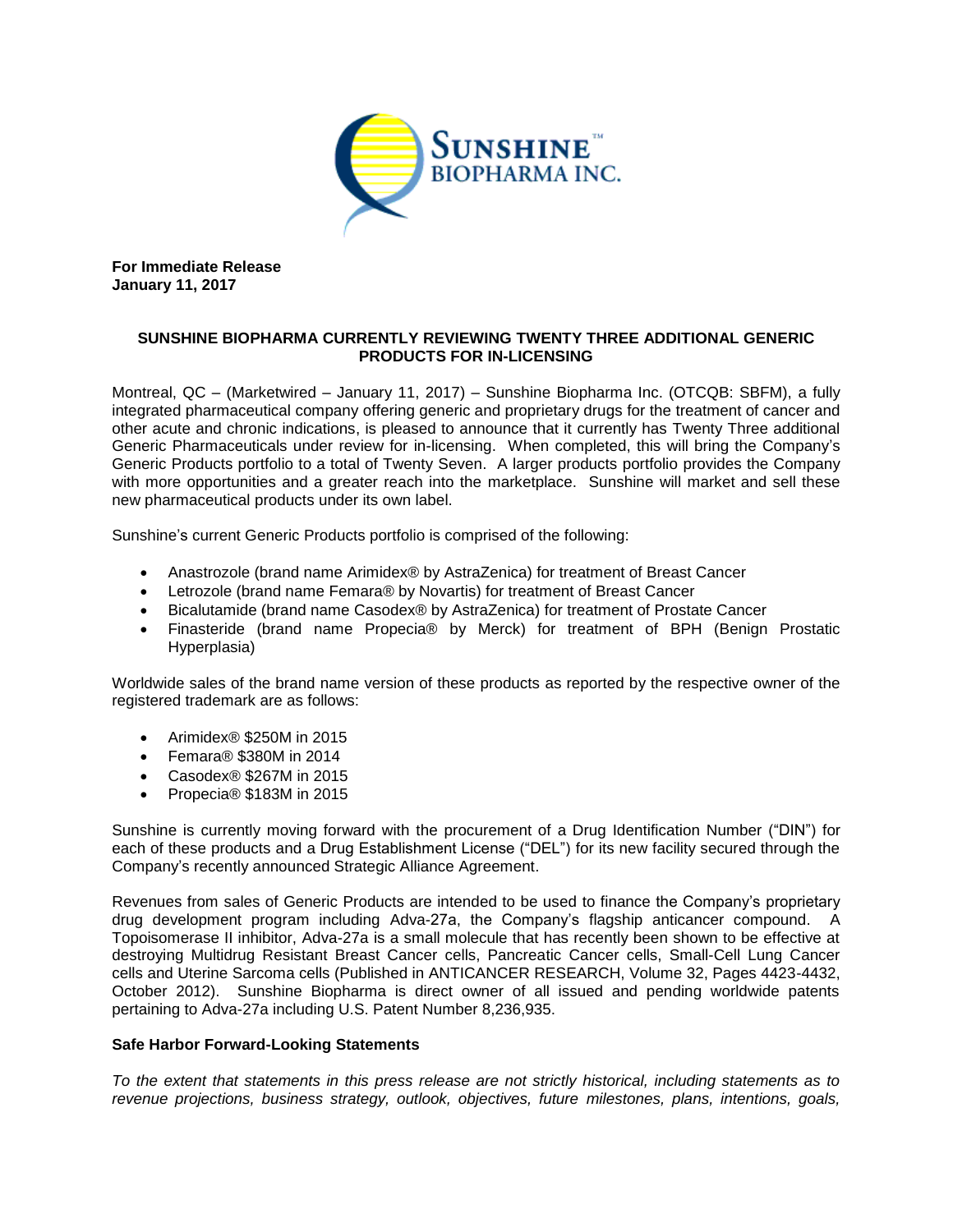**For Immediate Release**
**January 11, 2017**

## SUNSHINE BIOPHARMA CURRENTLY REVIEWING TWENTY THREE ADDITIONAL GENERIC PRODUCTS FOR IN-LICENSING

Montreal, QC – (Marketwired – January 11, 2017) – Sunshine Biopharma Inc. (OTCQB: SBFM), a fully integrated pharmaceutical company offering generic and proprietary drugs for the treatment of cancer and other acute and chronic indications, is pleased to announce that it currently has Twenty Three additional Generic Pharmaceuticals under review for in-licensing. When completed, this will bring the Company's Generic Products portfolio to a total of Twenty Seven. A larger products portfolio provides the Company with more opportunities and a greater reach into the marketplace. Sunshine will market and sell these new pharmaceutical products under its own label.

Sunshine's current Generic Products portfolio is comprised of the following:

- Anastrozole (brand name Arimidex® by AstraZenica) for treatment of Breast Cancer
- Letrozole (brand name Femara® by Novartis) for treatment of Breast Cancer
- Bicalutamide (brand name Casodex® by AstraZenica) for treatment of Prostate Cancer
- Finasteride (brand name Propecia® by Merck) for treatment of BPH (Benign Prostatic Hyperplasia)

Worldwide sales of the brand name version of these products as reported by the respective owner of the registered trademark are as follows:

- Arimidex® $250M in 2015
- Femara® $380M in 2014
- Casodex® $267M in 2015
- Propecia® $183M in 2015

Sunshine is currently moving forward with the procurement of a Drug Identification Number ("DIN") for each of these products and a Drug Establishment License ("DEL") for its new facility secured through the Company's recently announced Strategic Alliance Agreement.

Revenues from sales of Generic Products are intended to be used to finance the Company's proprietary drug development program including Adva-27a, the Company's flagship anticancer compound. A Topoisomerase II inhibitor, Adva-27a is a small molecule that has recently been shown to be effective at destroying Multidrug Resistant Breast Cancer cells, Pancreatic Cancer cells, Small-Cell Lung Cancer cells and Uterine Sarcoma cells (Published in ANTICANCER RESEARCH, Volume 32, Pages 4423-4432, October 2012). Sunshine Biopharma is direct owner of all issued and pending worldwide patents pertaining to Adva-27a including U.S. Patent Number 8,236,935.

### Safe Harbor Forward-Looking Statements

*To the extent that statements in this press release are not strictly historical, including statements as to revenue projections, business strategy, outlook, objectives, future milestones, plans, intentions, goals,*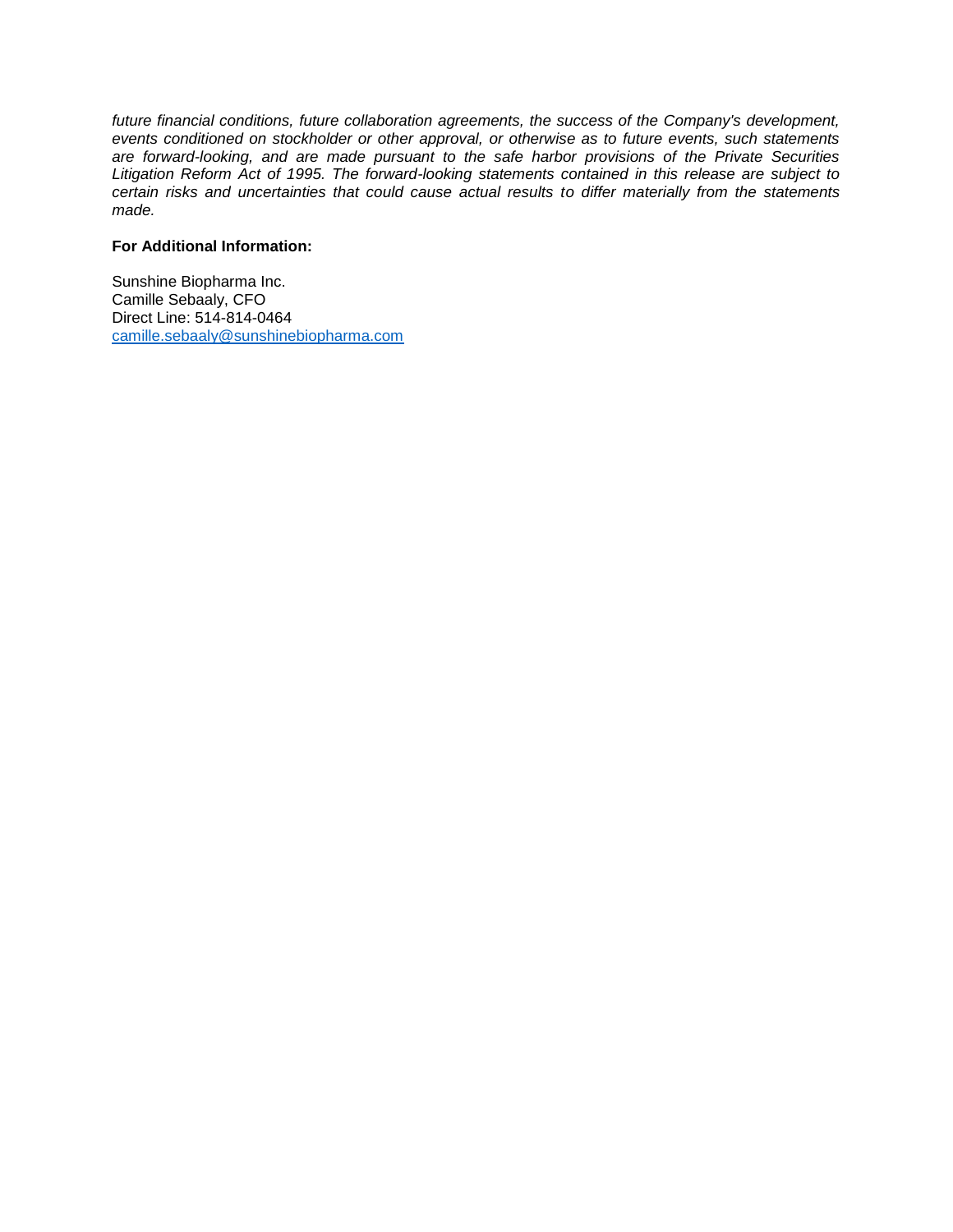*future financial conditions, future collaboration agreements, the success of the Company's development, events conditioned on stockholder or other approval, or otherwise as to future events, such statements are forward-looking, and are made pursuant to the safe harbor provisions of the Private Securities Litigation Reform Act of 1995. The forward-looking statements contained in this release are subject to certain risks and uncertainties that could cause actual results to differ materially from the statements made.*

**For Additional Information:**

Sunshine Biopharma Inc.
Camille Sebaaly, CFO
Direct Line: 514-814-0464
camille.sebaaly@sunshinebiopharma.com